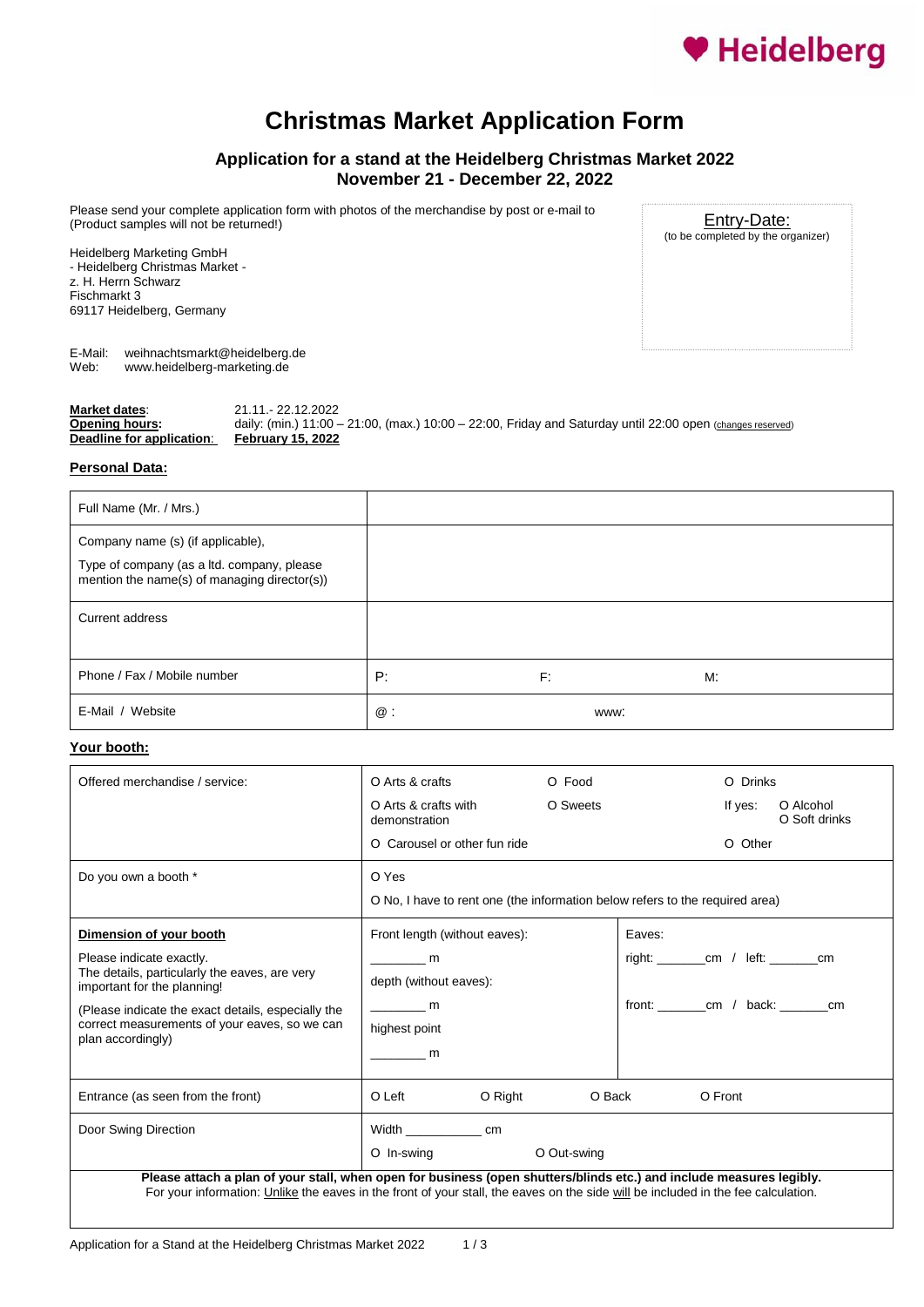♥ Heidelberg

# Christmas Market Application Form

## Application for a stand at the Heidelberg Christmas Market 2022
## November 21 - December 22, 2022

Please send your complete application form with photos of the merchandise by post or e-mail to (Product samples will not be returned!)

Heidelberg Marketing GmbH
- Heidelberg Christmas Market -
z. H. Herrn Schwarz
Fischmarkt 3
69117 Heidelberg, Germany

E-Mail: weihnachtsmarkt@heidelberg.de
Web: www.heidelberg-marketing.de

Entry-Date:
(to be completed by the organizer)

**Market dates**: 21.11.- 22.12.2022
**Opening hours:** daily: (min.) 11:00 – 21:00, (max.) 10:00 – 22:00, Friday and Saturday until 22:00 open (changes reserved)
**Deadline for application**: **February 15, 2022**

**Personal Data:**

| | | | |
|---|---|---|---|
| Full Name (Mr. / Mrs.) | | | |
| Company name (s) (if applicable),<br>Type of company (as a ltd. company, please mention the name(s) of managing director(s)) | | | |
| Current address | | | |
| Phone / Fax / Mobile number | P: | F: | M: |
| E-Mail / Website | @ : | www: | |

**Your booth:**

| | | | |
|---|---|---|---|
| Offered merchandise / service: | O Arts & crafts<br>O Arts & crafts with demonstration<br>O Carousel or other fun ride | O Food<br>O Sweets | O Drinks<br>If yes: O Alcohol O Soft drinks<br>O Other |
| Do you own a booth * | O Yes<br>O No, I have to rent one (the information below refers to the required area) | | |
| **Dimension of your booth**<br>Please indicate exactly. The details, particularly the eaves, are very important for the planning!<br>(Please indicate the exact details, especially the correct measurements of your eaves, so we can plan accordingly) | Front length (without eaves): ________ m<br>depth (without eaves): ________ m<br>highest point ________ m | Eaves:<br>right: _______cm / left: _______cm<br>front: _______cm / back: _______cm | |
| Entrance (as seen from the front) | O Left O Right | O Back | O Front |
| Door Swing Direction | Width ___________ cm<br>O In-swing | O Out-swing | |

**Please attach a plan of your stall, when open for business (open shutters/blinds etc.) and include measures legibly.**
For your information: Unlike the eaves in the front of your stall, the eaves on the side will be included in the fee calculation.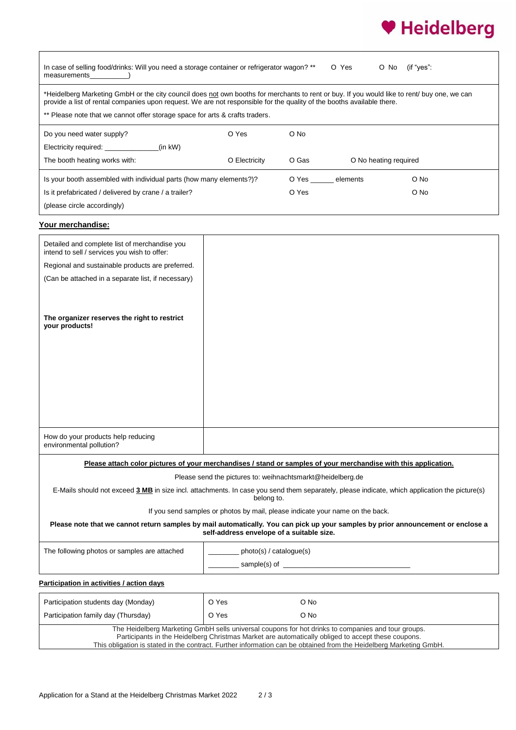In case of selling food/drinks: Will you need a storage container or refrigerator wagon? ** O Yes O No (if "yes": measurements__________)

*Heidelberg Marketing GmbH or the city council does not own booths for merchants to rent or buy. If you would like to rent/ buy one, we can provide a list of rental companies upon request. We are not responsible for the quality of the booths available there.

** Please note that we cannot offer storage space for arts & crafts traders.

| | | | |
|---|---|---|---|
| Do you need water supply? | O Yes | O No | |
| Electricity required: ______________(in kW) | | | |
| The booth heating works with: | O Electricity | O Gas | O No heating required |

| | | |
|---|---|---|
| Is your booth assembled with individual parts (how many elements?)? | O Yes ______ elements | O No |
| Is it prefabricated / delivered by crane / a trailer? | O Yes | O No |
| (please circle accordingly) | | |

## Your merchandise:

| | |
|---|---|
| Detailed and complete list of merchandise you intend to sell / services you wish to offer:<br>Regional and sustainable products are preferred.<br>(Can be attached in a separate list, if necessary)<br><br>**The organizer reserves the right to restrict your products!** | |
| How do your products help reducing environmental pollution? | |

**Please attach color pictures of your merchandises / stand or samples of your merchandise with this application.**

Please send the pictures to: weihnachtsmarkt@heidelberg.de

E-Mails should not exceed **3 MB** in size incl. attachments. In case you send them separately, please indicate, which application the picture(s) belong to.

If you send samples or photos by mail, please indicate your name on the back.

**Please note that we cannot return samples by mail automatically. You can pick up your samples by prior announcement or enclose a self-address envelope of a suitable size.**

| | |
|---|---|
| The following photos or samples are attached | ________ photo(s) / catalogue(s)<br>________ sample(s) of ________________________________ |

## Participation in activities / action days

| | | |
|---|---|---|
| Participation students day (Monday) | O Yes | O No |
| Participation family day (Thursday) | O Yes | O No |

The Heidelberg Marketing GmbH sells universal coupons for hot drinks to companies and tour groups. Participants in the Heidelberg Christmas Market are automatically obliged to accept these coupons. This obligation is stated in the contract. Further information can be obtained from the Heidelberg Marketing GmbH.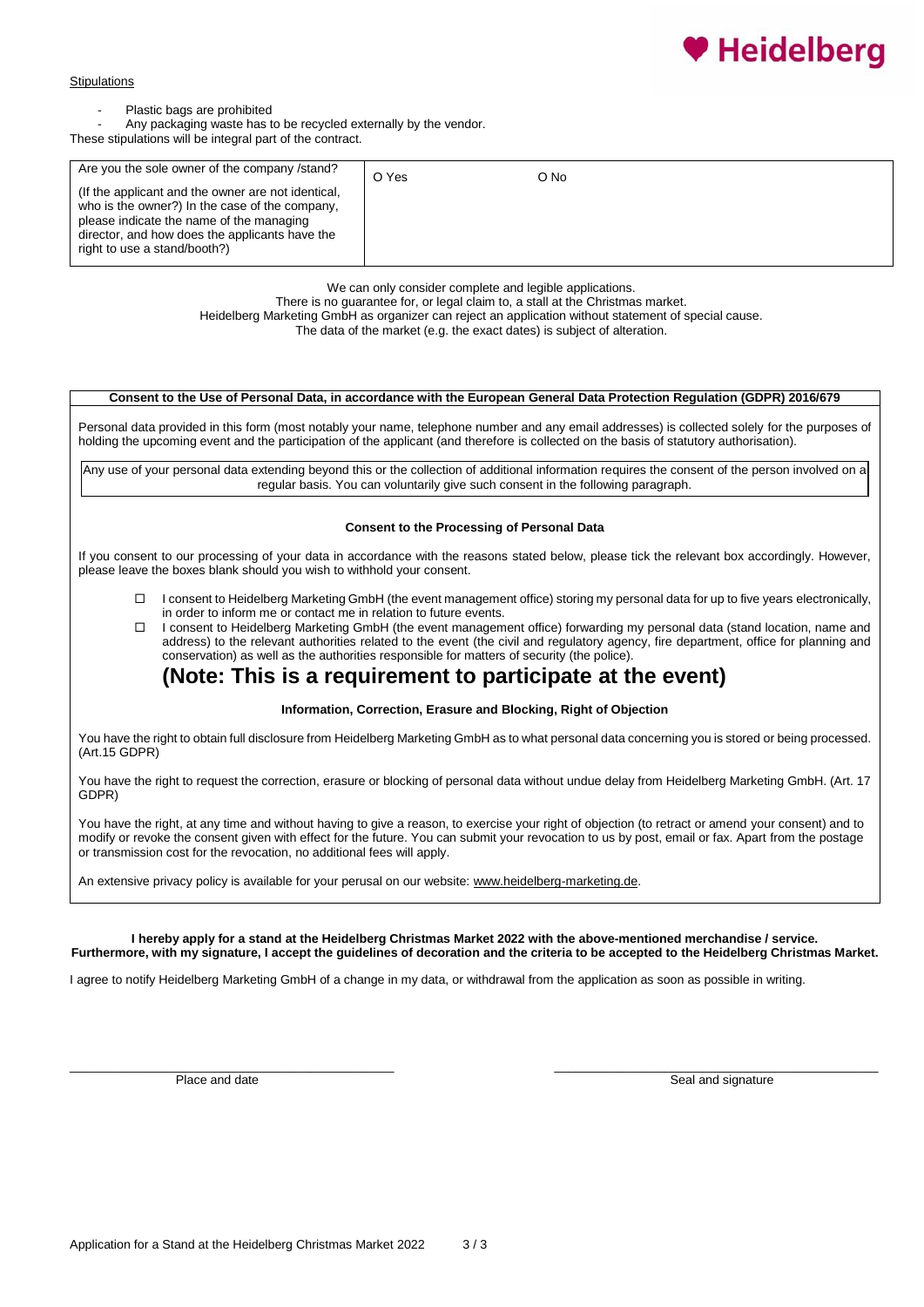Stipulations

- Plastic bags are prohibited
- Any packaging waste has to be recycled externally by the vendor.

These stipulations will be integral part of the contract.

| | | |
|---|---|---|
| Are you the sole owner of the company /stand?<br><br>(If the applicant and the owner are not identical, who is the owner?) In the case of the company, please indicate the name of the managing director, and how does the applicants have the right to use a stand/booth?) | O Yes | O No |

We can only consider complete and legible applications.
There is no guarantee for, or legal claim to, a stall at the Christmas market.
Heidelberg Marketing GmbH as organizer can reject an application without statement of special cause.
The data of the market (e.g. the exact dates) is subject of alteration.

**Consent to the Use of Personal Data, in accordance with the European General Data Protection Regulation (GDPR) 2016/679**

Personal data provided in this form (most notably your name, telephone number and any email addresses) is collected solely for the purposes of holding the upcoming event and the participation of the applicant (and therefore is collected on the basis of statutory authorisation).

Any use of your personal data extending beyond this or the collection of additional information requires the consent of the person involved on a regular basis. You can voluntarily give such consent in the following paragraph.

**Consent to the Processing of Personal Data**

If you consent to our processing of your data in accordance with the reasons stated below, please tick the relevant box accordingly. However, please leave the boxes blank should you wish to withhold your consent.

- ☐ I consent to Heidelberg Marketing GmbH (the event management office) storing my personal data for up to five years electronically, in order to inform me or contact me in relation to future events.
- ☐ I consent to Heidelberg Marketing GmbH (the event management office) forwarding my personal data (stand location, name and address) to the relevant authorities related to the event (the civil and regulatory agency, fire department, office for planning and conservation) as well as the authorities responsible for matters of security (the police).

## (Note: This is a requirement to participate at the event)

**Information, Correction, Erasure and Blocking, Right of Objection**

You have the right to obtain full disclosure from Heidelberg Marketing GmbH as to what personal data concerning you is stored or being processed. (Art.15 GDPR)

You have the right to request the correction, erasure or blocking of personal data without undue delay from Heidelberg Marketing GmbH. (Art. 17 GDPR)

You have the right, at any time and without having to give a reason, to exercise your right of objection (to retract or amend your consent) and to modify or revoke the consent given with effect for the future. You can submit your revocation to us by post, email or fax. Apart from the postage or transmission cost for the revocation, no additional fees will apply.

An extensive privacy policy is available for your perusal on our website: www.heidelberg-marketing.de.

**I hereby apply for a stand at the Heidelberg Christmas Market 2022 with the above-mentioned merchandise / service. Furthermore, with my signature, I accept the guidelines of decoration and the criteria to be accepted to the Heidelberg Christmas Market.**

I agree to notify Heidelberg Marketing GmbH of a change in my data, or withdrawal from the application as soon as possible in writing.

\_\_\_\_\_\_\_\_\_\_\_\_\_\_\_\_\_\_\_\_\_\_\_\_\_\_\_\_
Place and date

\_\_\_\_\_\_\_\_\_\_\_\_\_\_\_\_\_\_\_\_\_\_\_\_\_\_\_\_
Seal and signature